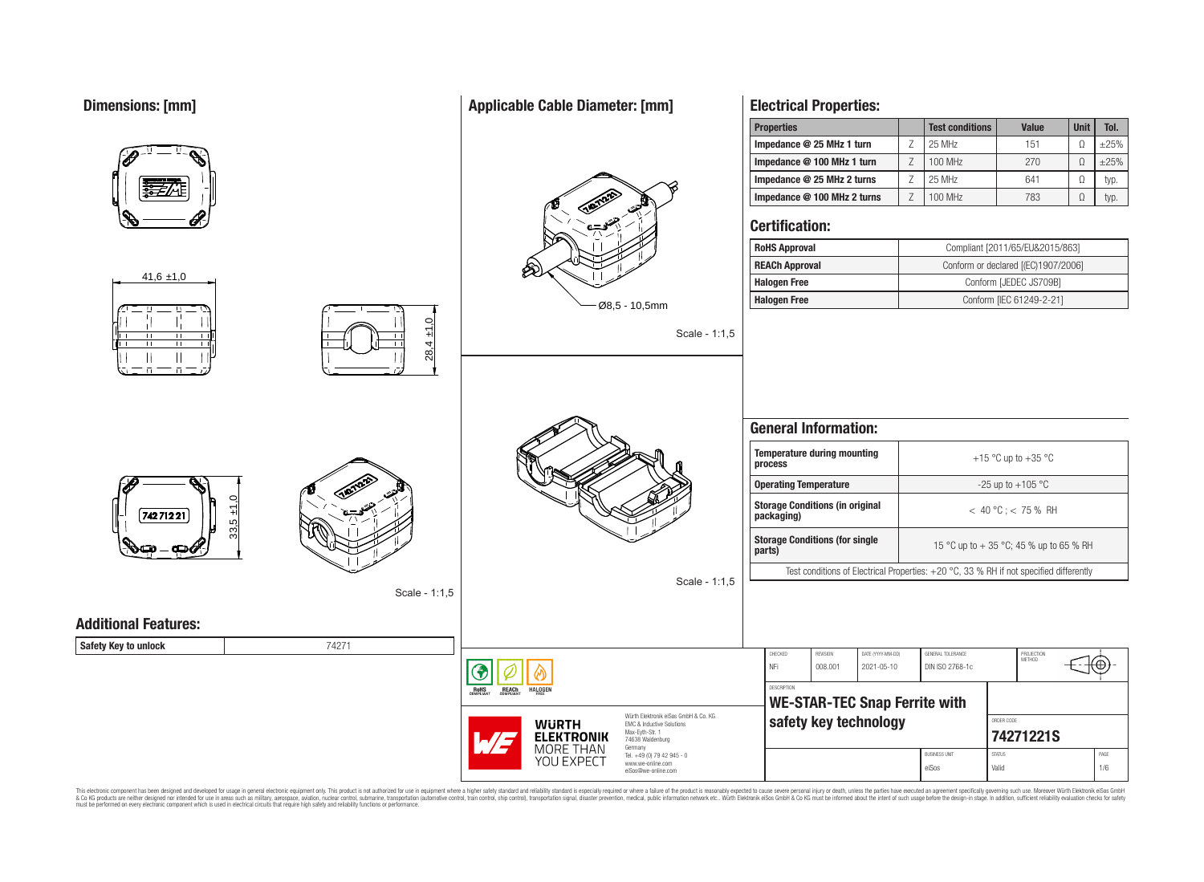## Dimensions: [mm]

41,6 ±1,0

28,4 ±1,0

33,5 ±1,0

74271221

Scale - 1:1,5

## Applicable Cable Diameter: [mm]

Ø8,5 - 10,5mm

Scale - 1:1,5

Scale - 1:1,5

## Electrical Properties:

| Properties | | Test conditions | Value | Unit | Tol. |
|---|---|---|---|---|---|
| Impedance @ 25 MHz 1 turn | Z | 25 MHz | 151 | Ω | ±25% |
| Impedance @ 100 MHz 1 turn | Z | 100 MHz | 270 | Ω | ±25% |
| Impedance @ 25 MHz 2 turns | Z | 25 MHz | 641 | Ω | typ. |
| Impedance @ 100 MHz 2 turns | Z | 100 MHz | 783 | Ω | typ. |

## Certification:

| | |
|---|---|
| RoHS Approval | Compliant [2011/65/EU&2015/863] |
| REACh Approval | Conform or declared [(EC)1907/2006] |
| Halogen Free | Conform [JEDEC JS709B] |
| Halogen Free | Conform [IEC 61249-2-21] |

## General Information:

| | |
|---|---|
| Temperature during mounting process | +15 °C up to +35 °C |
| Operating Temperature | -25 up to +105 °C |
| Storage Conditions (in original packaging) | < 40 °C ; < 75 % RH |
| Storage Conditions (for single parts) | 15 °C up to + 35 °C; 45 % up to 65 % RH |

Test conditions of Electrical Properties: +20 °C, 33 % RH if not specified differently

## Additional Features:

| | |
|---|---|
| Safety Key to unlock | 74271 |

RoHS COMPLIANT | REACh COMPLIANT | HALOGEN FREE

WÜRTH ELEKTRONIK MORE THAN YOU EXPECT

Würth Elektronik eiSos GmbH & Co. KG
EMC & Inductive Solutions
Max-Eyth-Str. 1
74638 Waldenburg
Germany
Tel. +49 (0) 79 42 945 - 0
www.we-online.com
eiSos@we-online.com

| CHECKED | REVISION | DATE (YYYY-MM-DD) | GENERAL TOLERANCE | PROJECTION METHOD |
|---|---|---|---|---|
| NFi | 008.001 | 2021-05-10 | DIN ISO 2768-1c | |

DESCRIPTION
**WE-STAR-TEC Snap Ferrite with safety key technology**

ORDER CODE
**74271221S**

| BUSINESS UNIT | STATUS | PAGE |
|---|---|---|
| eiSos | Valid | 1/6 |

This electronic component has been designed and developed for usage in general electronic equipment only. This product is not authorized for use in equipment where a higher safety standard and reliability standard is especially required or where a failure of the product is reasonably expected to cause severe personal injury or death, unless the parties have executed an agreement specifically governing such use. Moreover Würth Elektronik eiSos GmbH & Co KG products are neither designed nor intended for use in areas such as military, aerospace, aviation, nuclear control, submarine, transportation (automotive control, train control, ship control), transportation signal, disaster prevention, medical, public information network etc.. Würth Elektronik eiSos GmbH & Co KG must be informed about the intent of such usage before the design-in stage. In addition, sufficient reliability evaluation checks for safety must be performed on every electronic component which is used in electrical circuits that require high safety and reliability functions or performance.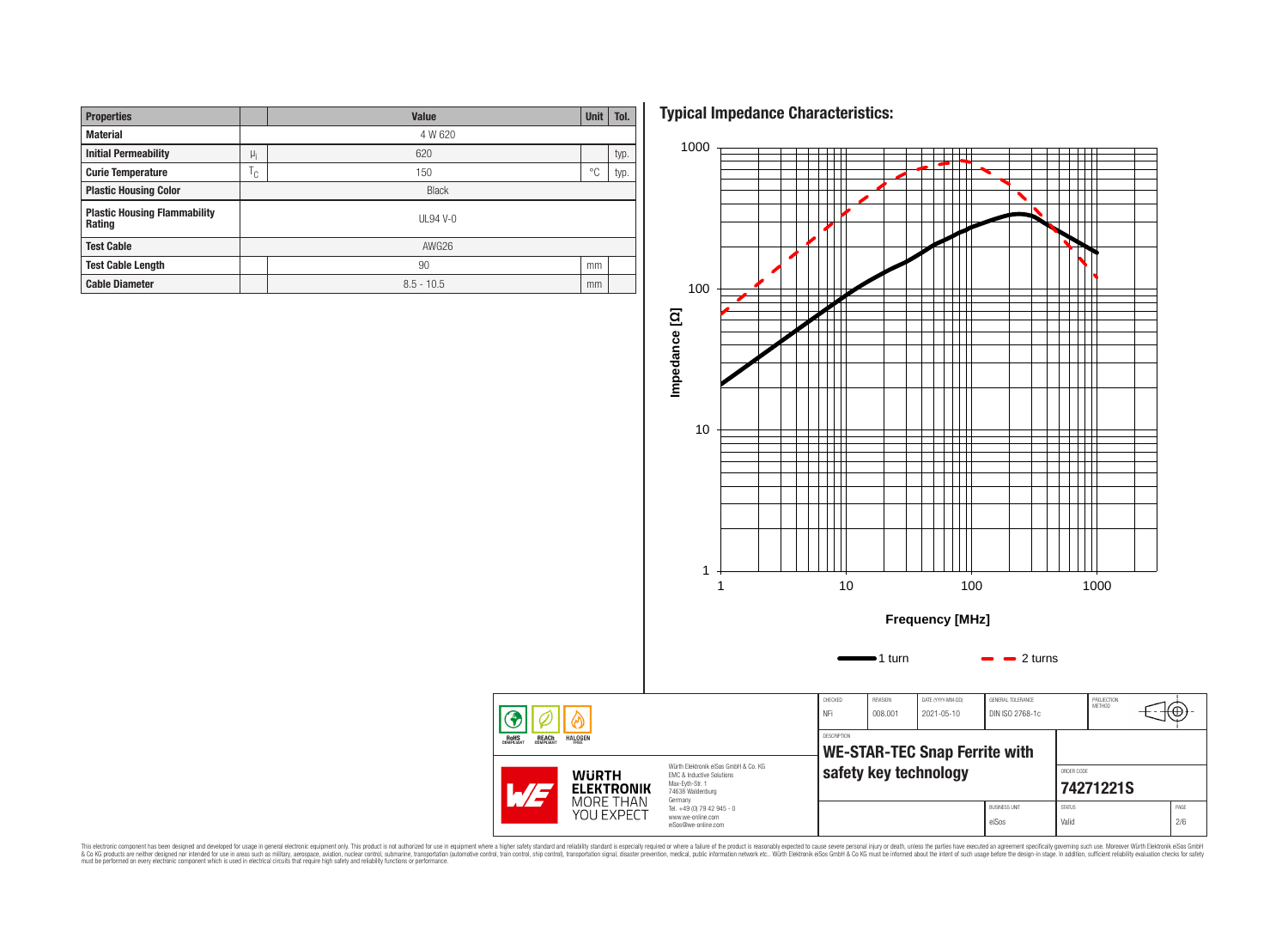| Properties | | Value | Unit | Tol. |
|---|---|---|---|---|
| Material | | 4 W 620 | | |
| Initial Permeability | $\mu_i$ | 620 | | typ. |
| Curie Temperature | $T_C$ | 150 | °C | typ. |
| Plastic Housing Color | | Black | | |
| Plastic Housing Flammability Rating | | UL94 V-0 | | |
| Test Cable | | AWG26 | | |
| Test Cable Length | | 90 | mm | |
| Cable Diameter | | 8.5 - 10.5 | mm | |

## Typical Impedance Characteristics:

Impedance [Ω]

1000
100
10
1

1 10 100 1000

Frequency [MHz]

1 turn — 2 turns

| CHECKED | REVISION | DATE (YYYY-MM-DD) | GENERAL TOLERANCE | PROJECTION METHOD |
|---|---|---|---|---|
| NFi | 008.001 | 2021-05-10 | DIN ISO 2768-1c | |

DESCRIPTION

**WE-STAR-TEC Snap Ferrite with safety key technology**

ORDER CODE: **74271221S**

| BUSINESS UNIT | STATUS | PAGE |
|---|---|---|
| eiSos | Valid | 2/6 |

Würth Elektronik eiSos GmbH & Co. KG
EMC & Inductive Solutions
Max-Eyth-Str. 1
74638 Waldenburg
Germany
Tel. +49 (0) 79 42 945 - 0
www.we-online.com
eiSos@we-online.com

WÜRTH ELEKTRONIK MORE THAN YOU EXPECT

RoHS COMPLIANT REACh COMPLIANT HALOGEN FREE

This electronic component has been designed and developed for usage in general electronic equipment only. This product is not authorized for use in equipment where a higher safety standard and reliability standard is especially required or where a failure of the product is reasonably expected to cause severe personal injury or death, unless the parties have executed an agreement specifically governing such use. Moreover Würth Elektronik eiSos GmbH & Co KG products are neither designed nor intended for use in areas such as military, aerospace, aviation, nuclear control, submarine, transportation (automotive control, train control, ship control), transportation signal, disaster prevention, medical, public information network etc.. Würth Elektronik eiSos GmbH & Co KG must be informed about the intent of such usage before the design-in stage. In addition, sufficient reliability evaluation checks for safety must be performed on every electronic component which is used in electrical circuits that require high safety and reliability functions or performance.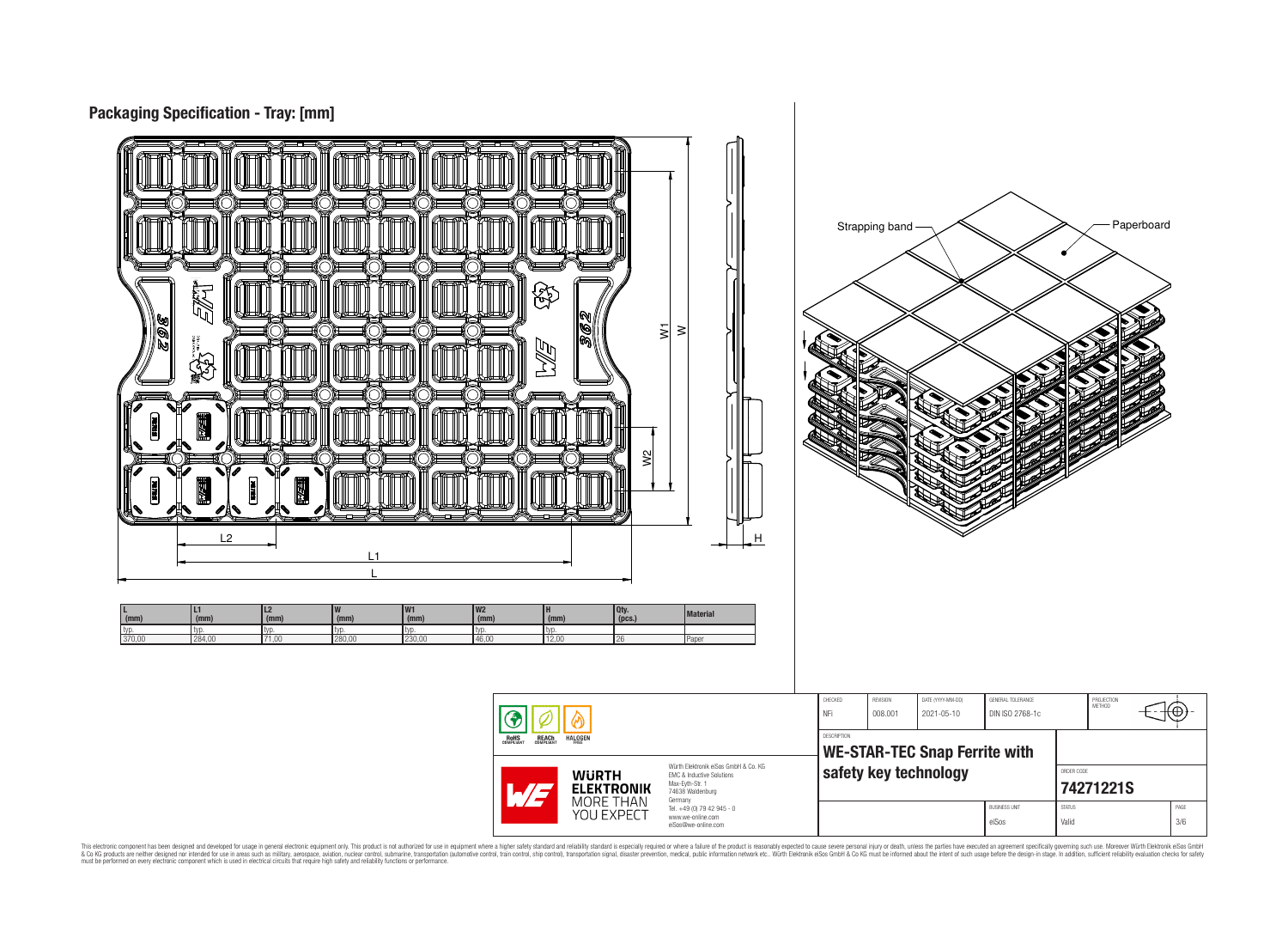## Packaging Specification - Tray: [mm]

Strapping band

Paperboard

| L (mm) | L1 (mm) | L2 (mm) | W (mm) | W1 (mm) | W2 (mm) | H (mm) | Qty. (pcs.) | Material |
|---|---|---|---|---|---|---|---|---|
| typ. | typ. | typ. | typ. | typ. | typ. | typ. | | |
| 370,00 | 284,00 | 71,00 | 280,00 | 230,00 | 46,00 | 12,00 | 26 | Paper |

| CHECKED | REVISION | DATE (YYYY-MM-DD) | GENERAL TOLERANCE | PROJECTION METHOD |
|---|---|---|---|---|
| NFi | 008.001 | 2021-05-10 | DIN ISO 2768-1c | |

DESCRIPTION

**WE-STAR-TEC Snap Ferrite with safety key technology**

ORDER CODE

**74271221S**

| BUSINESS UNIT | STATUS | PAGE |
|---|---|---|
| eiSos | Valid | 3/6 |

RoHS COMPLIANT  REACh COMPLIANT  HALOGEN FREE

WÜRTH ELEKTRONIK MORE THAN YOU EXPECT

Würth Elektronik eiSos GmbH & Co. KG
EMC & Inductive Solutions
Max-Eyth-Str. 1
74638 Waldenburg
Germany
Tel. +49 (0) 79 42 945 - 0
www.we-online.com
eiSos@we-online.com

This electronic component has been designed and developed for usage in general electronic equipment only. This product is not authorized for use in equipment where a higher safety standard and reliability standard is especially required or where a failure of the product is reasonably expected to cause severe personal injury or death, unless the parties have executed an agreement specifically governing such use. Moreover Würth Elektronik eiSos GmbH & Co KG products are neither designed nor intended for use in areas such as military, aerospace, aviation, nuclear control, submarine, transportation (automotive control, train control, ship control), transportation signal, disaster prevention, medical, public information network etc.. Würth Elektronik eiSos GmbH & Co KG must be informed about the intent of such usage before the design-in stage. In addition, sufficient reliability evaluation checks for safety must be performed on every electronic component which is used in electrical circuits that require high safety and reliability functions or performance.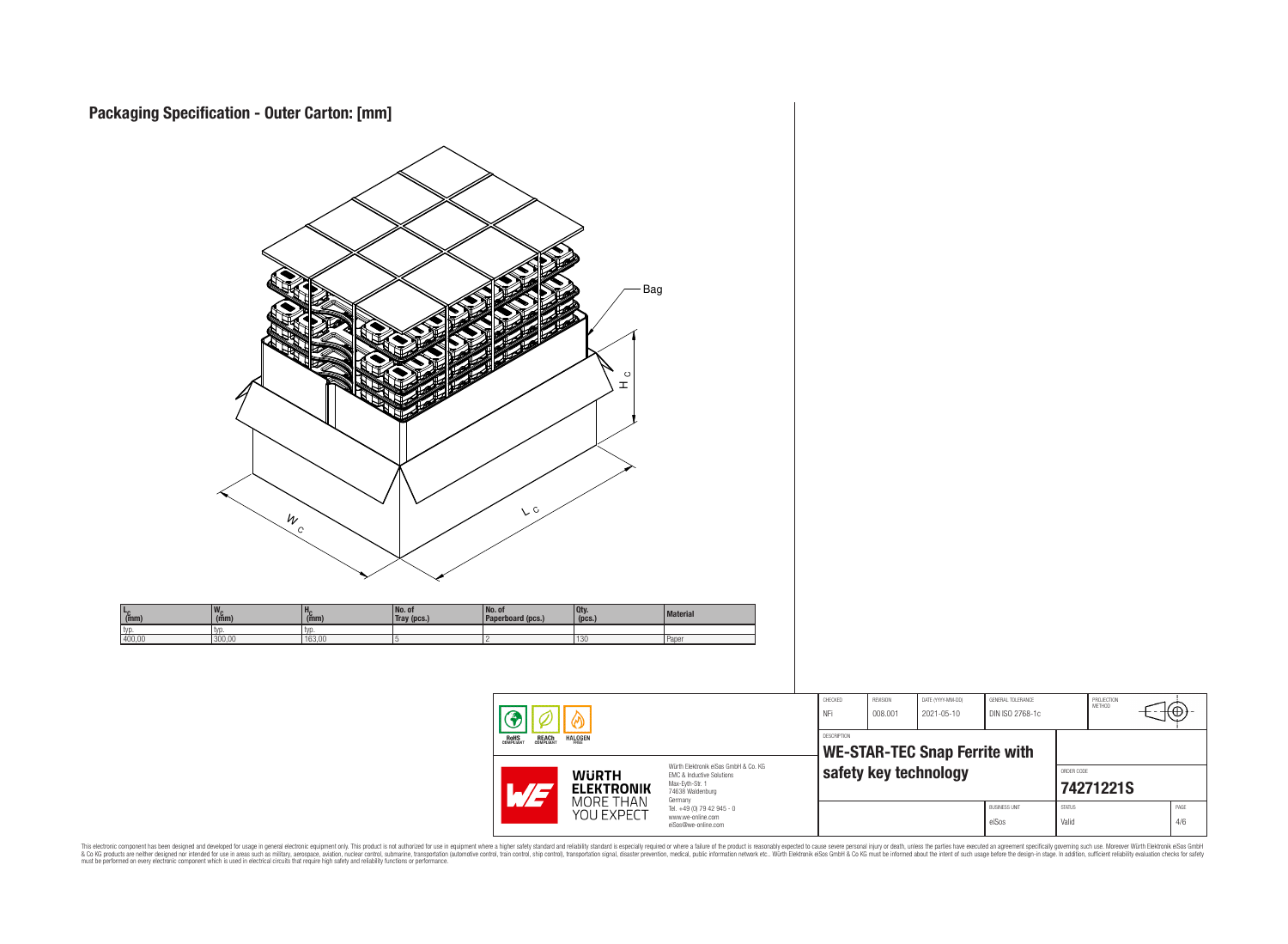# Packaging Specification - Outer Carton: [mm]

Bag

$H_C$

$W_C$

$L_C$

| $L_C$ (mm) | $W_C$ (mm) | $H_C$ (mm) | No. of Tray (pcs.) | No. of Paperboard (pcs.) | Qty. (pcs.) | Material |
|---|---|---|---|---|---|---|
| typ. | typ. | typ. | | | | |
| 400,00 | 300,00 | 163,00 | 5 | 2 | 130 | Paper |

| CHECKED | REVISION | DATE (YYYY-MM-DD) | GENERAL TOLERANCE | PROJECTION METHOD |
|---|---|---|---|---|
| NFi | 008.001 | 2021-05-10 | DIN ISO 2768-1c | |

RoHS COMPLIANT · REACh COMPLIANT · HALOGEN FREE

WÜRTH ELEKTRONIK MORE THAN YOU EXPECT

Würth Elektronik eiSos GmbH & Co. KG
EMC & Inductive Solutions
Max-Eyth-Str. 1
74638 Waldenburg
Germany
Tel. +49 (0) 79 42 945 - 0
www.we-online.com
eiSos@we-online.com

DESCRIPTION
**WE-STAR-TEC Snap Ferrite with safety key technology**

ORDER CODE
**74271221S**

| BUSINESS UNIT | STATUS | PAGE |
|---|---|---|
| eiSos | Valid | 4/6 |

This electronic component has been designed and developed for usage in general electronic equipment only. This product is not authorized for use in equipment where a higher safety standard and reliability standard is especially required or where a failure of the product is reasonably expected to cause severe personal injury or death, unless the parties have executed an agreement specifically governing such use. Moreover Würth Elektronik eiSos GmbH & Co KG products are neither designed nor intended for use in areas such as military, aerospace, aviation, nuclear control, submarine, transportation (automotive control, train control, ship control), transportation signal, disaster prevention, medical, public information network etc.. Würth Elektronik eiSos GmbH & Co KG must be informed about the intent of such usage before the design-in stage. In addition, sufficient reliability evaluation checks for safety must be performed on every electronic component which is used in electrical circuits that require high safety and reliability functions or performance.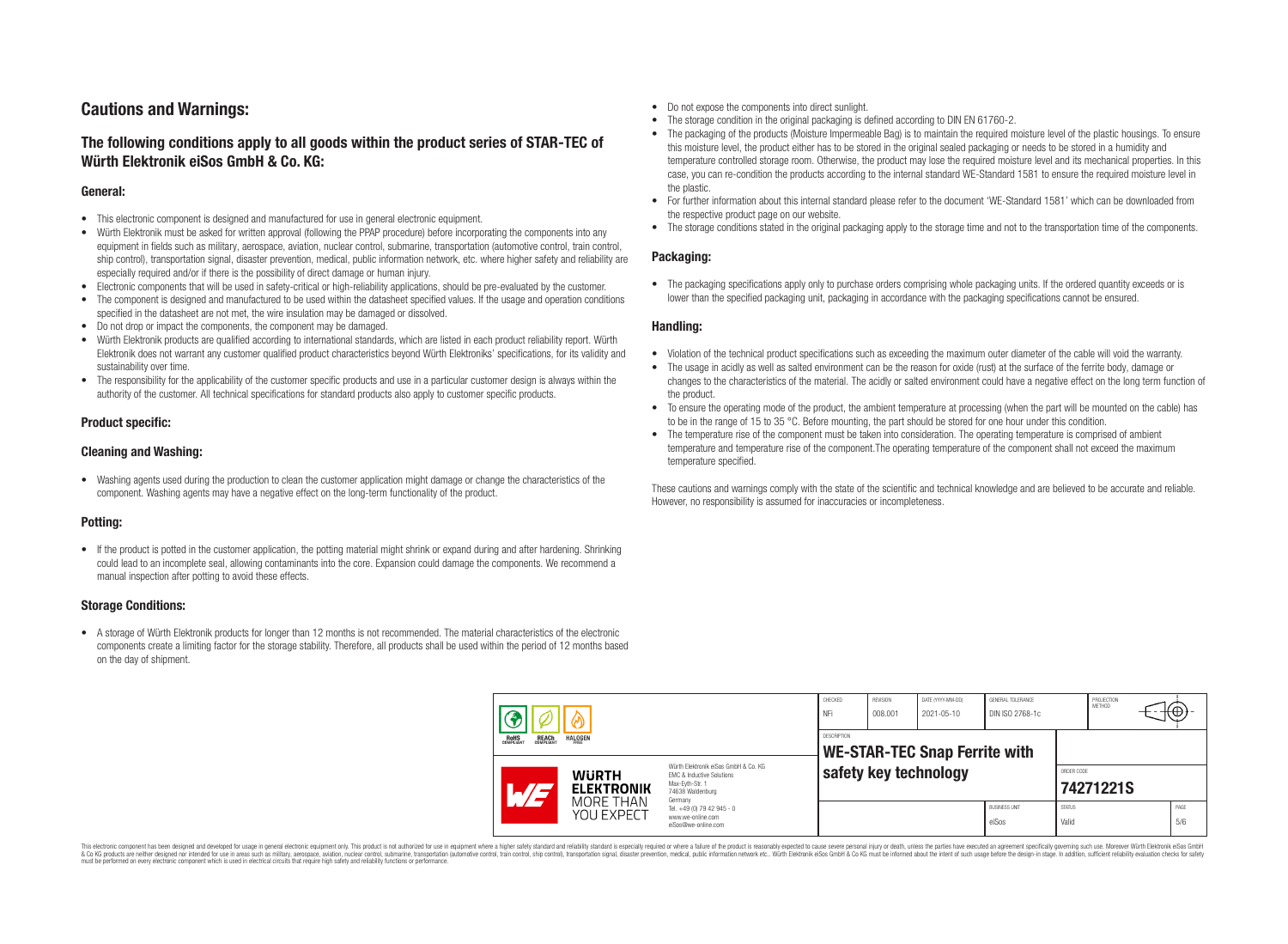# Cautions and Warnings:

## The following conditions apply to all goods within the product series of STAR-TEC of Würth Elektronik eiSos GmbH & Co. KG:

### General:

- This electronic component is designed and manufactured for use in general electronic equipment.
- Würth Elektronik must be asked for written approval (following the PPAP procedure) before incorporating the components into any equipment in fields such as military, aerospace, aviation, nuclear control, submarine, transportation (automotive control, train control, ship control), transportation signal, disaster prevention, medical, public information network, etc. where higher safety and reliability are especially required and/or if there is the possibility of direct damage or human injury.
- Electronic components that will be used in safety-critical or high-reliability applications, should be pre-evaluated by the customer.
- The component is designed and manufactured to be used within the datasheet specified values. If the usage and operation conditions specified in the datasheet are not met, the wire insulation may be damaged or dissolved.
- Do not drop or impact the components, the component may be damaged.
- Würth Elektronik products are qualified according to international standards, which are listed in each product reliability report. Würth Elektronik does not warrant any customer qualified product characteristics beyond Würth Elektroniks' specifications, for its validity and sustainability over time.
- The responsibility for the applicability of the customer specific products and use in a particular customer design is always within the authority of the customer. All technical specifications for standard products also apply to customer specific products.

### Product specific:

### Cleaning and Washing:

- Washing agents used during the production to clean the customer application might damage or change the characteristics of the component. Washing agents may have a negative effect on the long-term functionality of the product.

### Potting:

- If the product is potted in the customer application, the potting material might shrink or expand during and after hardening. Shrinking could lead to an incomplete seal, allowing contaminants into the core. Expansion could damage the components. We recommend a manual inspection after potting to avoid these effects.

### Storage Conditions:

- A storage of Würth Elektronik products for longer than 12 months is not recommended. The material characteristics of the electronic components create a limiting factor for the storage stability. Therefore, all products shall be used within the period of 12 months based on the day of shipment.
- Do not expose the components into direct sunlight.
- The storage condition in the original packaging is defined according to DIN EN 61760-2.
- The packaging of the products (Moisture Impermeable Bag) is to maintain the required moisture level of the plastic housings. To ensure this moisture level, the product either has to be stored in the original sealed packaging or needs to be stored in a humidity and temperature controlled storage room. Otherwise, the product may lose the required moisture level and its mechanical properties. In this case, you can re-condition the products according to the internal standard WE-Standard 1581 to ensure the required moisture level in the plastic.
- For further information about this internal standard please refer to the document 'WE-Standard 1581' which can be downloaded from the respective product page on our website.
- The storage conditions stated in the original packaging apply to the storage time and not to the transportation time of the components.

### Packaging:

- The packaging specifications apply only to purchase orders comprising whole packaging units. If the ordered quantity exceeds or is lower than the specified packaging unit, packaging in accordance with the packaging specifications cannot be ensured.

### Handling:

- Violation of the technical product specifications such as exceeding the maximum outer diameter of the cable will void the warranty.
- The usage in acidly as well as salted environment can be the reason for oxide (rust) at the surface of the ferrite body, damage or changes to the characteristics of the material. The acidly or salted environment could have a negative effect on the long term function of the product.
- To ensure the operating mode of the product, the ambient temperature at processing (when the part will be mounted on the cable) has to be in the range of 15 to 35 °C. Before mounting, the part should be stored for one hour under this condition.
- The temperature rise of the component must be taken into consideration. The operating temperature is comprised of ambient temperature and temperature rise of the component.The operating temperature of the component shall not exceed the maximum temperature specified.

These cautions and warnings comply with the state of the scientific and technical knowledge and are believed to be accurate and reliable. However, no responsibility is assumed for inaccuracies or incompleteness.

| CHECKED | REVISION | DATE (YYYY-MM-DD) | GENERAL TOLERANCE | PROJECTION METHOD |
|---|---|---|---|---|
| NFi | 008.001 | 2021-05-10 | DIN ISO 2768-1c | |

DESCRIPTION: **WE-STAR-TEC Snap Ferrite with safety key technology**

ORDER CODE: **74271221S**

| BUSINESS UNIT | STATUS | PAGE |
|---|---|---|
| eiSos | Valid | 5/6 |

Würth Elektronik eiSos GmbH & Co. KG
EMC & Inductive Solutions
Max-Eyth-Str. 1
74638 Waldenburg
Germany
Tel. +49 (0) 79 42 945 - 0
www.we-online.com
eiSos@we-online.com

This electronic component has been designed and developed for usage in general electronic equipment only. This product is not authorized for use in equipment where a higher safety standard and reliability standard is especially required or where a failure of the product is reasonably expected to cause severe personal injury or death, unless the parties have executed an agreement specifically governing such use. Moreover Würth Elektronik eiSos GmbH & Co KG products are neither designed nor intended for use in areas such as military, aerospace, aviation, nuclear control, submarine, transportation (automotive control, train control, ship control), transportation signal, disaster prevention, medical, public information network etc.. Würth Elektronik eiSos GmbH & Co KG must be informed about the intent of such usage before the design-in stage. In addition, sufficient reliability evaluation checks for safety must be performed on every electronic component which is used in electrical circuits that require high safety and reliability functions or performance.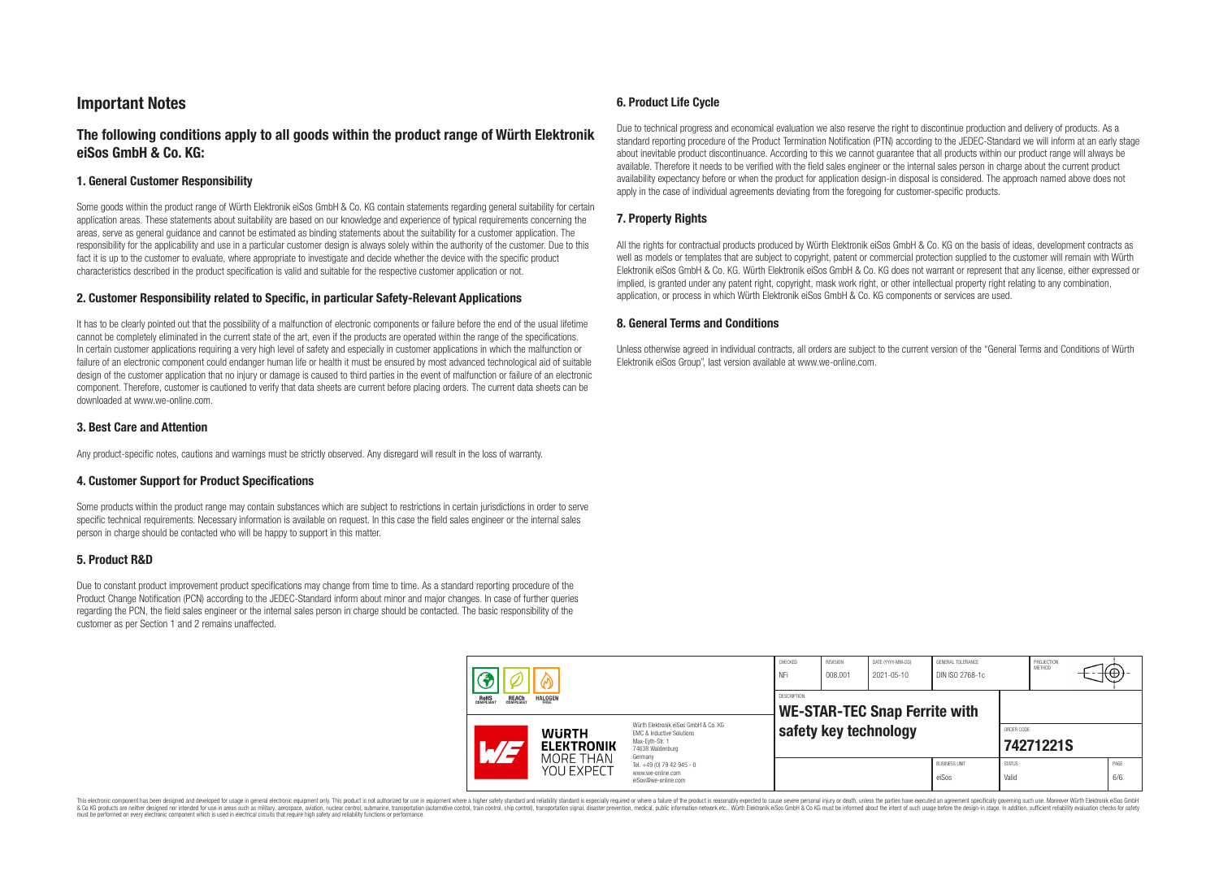# Important Notes

## The following conditions apply to all goods within the product range of Würth Elektronik eiSos GmbH & Co. KG:

### 1. General Customer Responsibility

Some goods within the product range of Würth Elektronik eiSos GmbH & Co. KG contain statements regarding general suitability for certain application areas. These statements about suitability are based on our knowledge and experience of typical requirements concerning the areas, serve as general guidance and cannot be estimated as binding statements about the suitability for a customer application. The responsibility for the applicability and use in a particular customer design is always solely within the authority of the customer. Due to this fact it is up to the customer to evaluate, where appropriate to investigate and decide whether the device with the specific product characteristics described in the product specification is valid and suitable for the respective customer application or not.

### 2. Customer Responsibility related to Specific, in particular Safety-Relevant Applications

It has to be clearly pointed out that the possibility of a malfunction of electronic components or failure before the end of the usual lifetime cannot be completely eliminated in the current state of the art, even if the products are operated within the range of the specifications. In certain customer applications requiring a very high level of safety and especially in customer applications in which the malfunction or failure of an electronic component could endanger human life or health it must be ensured by most advanced technological aid of suitable design of the customer application that no injury or damage is caused to third parties in the event of malfunction or failure of an electronic component. Therefore, customer is cautioned to verify that data sheets are current before placing orders. The current data sheets can be downloaded at www.we-online.com.

### 3. Best Care and Attention

Any product-specific notes, cautions and warnings must be strictly observed. Any disregard will result in the loss of warranty.

### 4. Customer Support for Product Specifications

Some products within the product range may contain substances which are subject to restrictions in certain jurisdictions in order to serve specific technical requirements. Necessary information is available on request. In this case the field sales engineer or the internal sales person in charge should be contacted who will be happy to support in this matter.

### 5. Product R&D

Due to constant product improvement product specifications may change from time to time. As a standard reporting procedure of the Product Change Notification (PCN) according to the JEDEC-Standard inform about minor and major changes. In case of further queries regarding the PCN, the field sales engineer or the internal sales person in charge should be contacted. The basic responsibility of the customer as per Section 1 and 2 remains unaffected.

### 6. Product Life Cycle

Due to technical progress and economical evaluation we also reserve the right to discontinue production and delivery of products. As a standard reporting procedure of the Product Termination Notification (PTN) according to the JEDEC-Standard we will inform at an early stage about inevitable product discontinuance. According to this we cannot guarantee that all products within our product range will always be available. Therefore it needs to be verified with the field sales engineer or the internal sales person in charge about the current product availability expectancy before or when the product for application design-in disposal is considered. The approach named above does not apply in the case of individual agreements deviating from the foregoing for customer-specific products.

### 7. Property Rights

All the rights for contractual products produced by Würth Elektronik eiSos GmbH & Co. KG on the basis of ideas, development contracts as well as models or templates that are subject to copyright, patent or commercial protection supplied to the customer will remain with Würth Elektronik eiSos GmbH & Co. KG. Würth Elektronik eiSos GmbH & Co. KG does not warrant or represent that any license, either expressed or implied, is granted under any patent right, copyright, mask work right, or other intellectual property right relating to any combination, application, or process in which Würth Elektronik eiSos GmbH & Co. KG components or services are used.

### 8. General Terms and Conditions

Unless otherwise agreed in individual contracts, all orders are subject to the current version of the "General Terms and Conditions of Würth Elektronik eiSos Group", last version available at www.we-online.com.

| CHECKED | REVISION | DATE (YYYY-MM-DD) | GENERAL TOLERANCE | PROJECTION METHOD |
|---|---|---|---|---|
| NFi | 008.001 | 2021-05-10 | DIN ISO 2768-1c | |

RoHS COMPLIANT · REACh COMPLIANT · HALOGEN FREE

WÜRTH ELEKTRONIK MORE THAN YOU EXPECT

Würth Elektronik eiSos GmbH & Co. KG
EMC & Inductive Solutions
Max-Eyth-Str. 1
74638 Waldenburg
Germany
Tel. +49 (0) 79 42 945 - 0
www.we-online.com
eiSos@we-online.com

DESCRIPTION: **WE-STAR-TEC Snap Ferrite with safety key technology**

ORDER CODE: **74271221S**

| BUSINESS UNIT | STATUS | PAGE |
|---|---|---|
| eiSos | Valid | 6/6 |

This electronic component has been designed and developed for usage in general electronic equipment only. This product is not authorized for use in equipment where a higher safety standard and reliability standard is especially required or where a failure of the product is reasonably expected to cause severe personal injury or death, unless the parties have executed an agreement specifically governing such use. Moreover Würth Elektronik eiSos GmbH & Co KG products are neither designed nor intended for use in areas such as military, aerospace, aviation, nuclear control, submarine, transportation (automotive control, train control, ship control), transportation signal, disaster prevention, medical, public information network etc.. Würth Elektronik eiSos GmbH & Co KG must be informed about the intent of such usage before the design-in stage. In addition, sufficient reliability evaluation checks for safety must be performed on every electronic component which is used in electrical circuits that require high safety and reliability functions or performance.